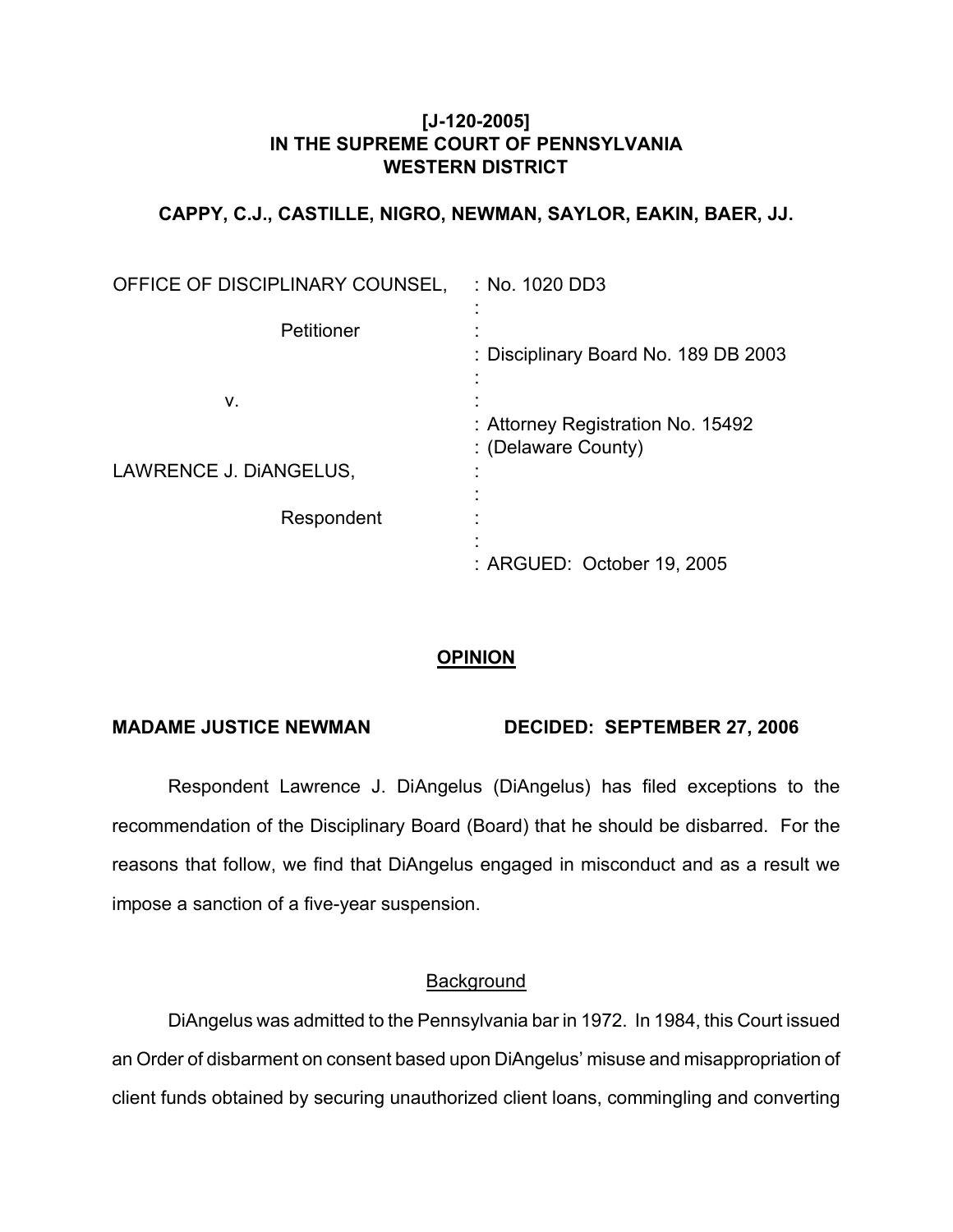**[J-120-2005]**
**IN THE SUPREME COURT OF PENNSYLVANIA**
**WESTERN DISTRICT**

**CAPPY, C.J., CASTILLE, NIGRO, NEWMAN, SAYLOR, EAKIN, BAER, JJ.**

| | |
|---|---|
| OFFICE OF DISCIPLINARY COUNSEL, | : No. 1020 DD3 |
| Petitioner | : |
| | : Disciplinary Board No. 189 DB 2003 |
| v. | : |
| | : Attorney Registration No. 15492 |
| | : (Delaware County) |
| LAWRENCE J. DiANGELUS, | : |
| Respondent | : |
| | : ARGUED: October 19, 2005 |

## OPINION

**MADAME JUSTICE NEWMAN** **DECIDED: SEPTEMBER 27, 2006**

Respondent Lawrence J. DiAngelus (DiAngelus) has filed exceptions to the recommendation of the Disciplinary Board (Board) that he should be disbarred. For the reasons that follow, we find that DiAngelus engaged in misconduct and as a result we impose a sanction of a five-year suspension.

### Background

DiAngelus was admitted to the Pennsylvania bar in 1972. In 1984, this Court issued an Order of disbarment on consent based upon DiAngelus' misuse and misappropriation of client funds obtained by securing unauthorized client loans, commingling and converting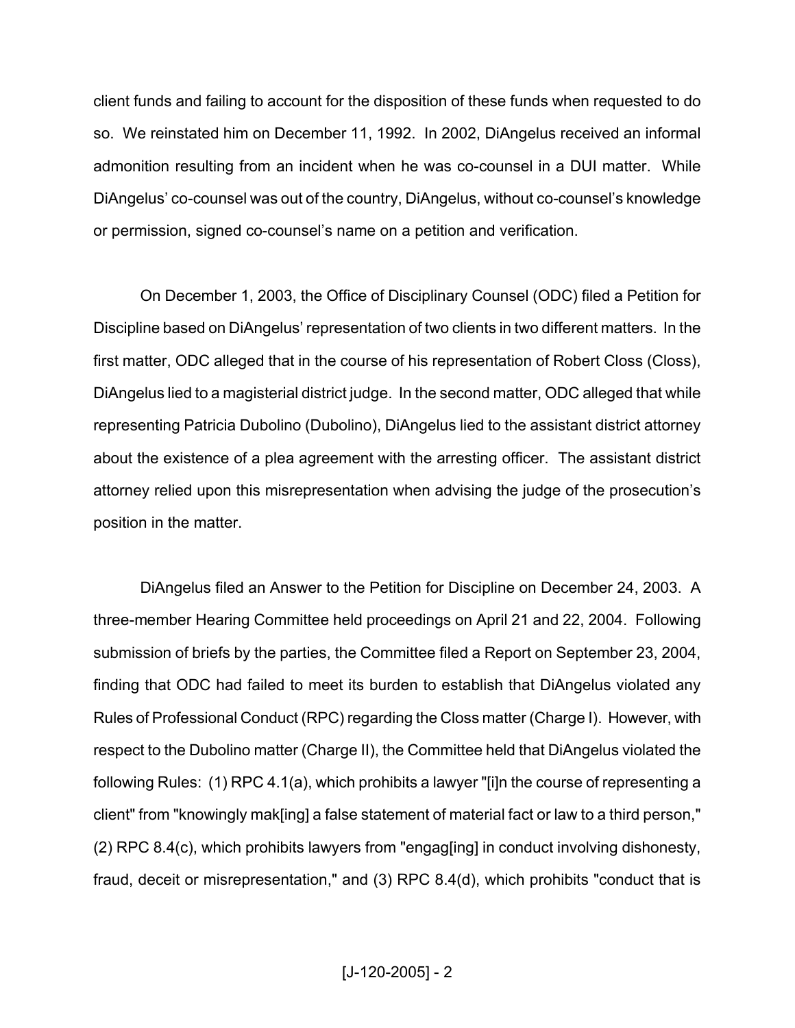client funds and failing to account for the disposition of these funds when requested to do so. We reinstated him on December 11, 1992. In 2002, DiAngelus received an informal admonition resulting from an incident when he was co-counsel in a DUI matter. While DiAngelus' co-counsel was out of the country, DiAngelus, without co-counsel's knowledge or permission, signed co-counsel's name on a petition and verification.

On December 1, 2003, the Office of Disciplinary Counsel (ODC) filed a Petition for Discipline based on DiAngelus' representation of two clients in two different matters. In the first matter, ODC alleged that in the course of his representation of Robert Closs (Closs), DiAngelus lied to a magisterial district judge. In the second matter, ODC alleged that while representing Patricia Dubolino (Dubolino), DiAngelus lied to the assistant district attorney about the existence of a plea agreement with the arresting officer. The assistant district attorney relied upon this misrepresentation when advising the judge of the prosecution's position in the matter.

DiAngelus filed an Answer to the Petition for Discipline on December 24, 2003. A three-member Hearing Committee held proceedings on April 21 and 22, 2004. Following submission of briefs by the parties, the Committee filed a Report on September 23, 2004, finding that ODC had failed to meet its burden to establish that DiAngelus violated any Rules of Professional Conduct (RPC) regarding the Closs matter (Charge I). However, with respect to the Dubolino matter (Charge II), the Committee held that DiAngelus violated the following Rules: (1) RPC 4.1(a), which prohibits a lawyer "[i]n the course of representing a client" from "knowingly mak[ing] a false statement of material fact or law to a third person," (2) RPC 8.4(c), which prohibits lawyers from "engag[ing] in conduct involving dishonesty, fraud, deceit or misrepresentation," and (3) RPC 8.4(d), which prohibits "conduct that is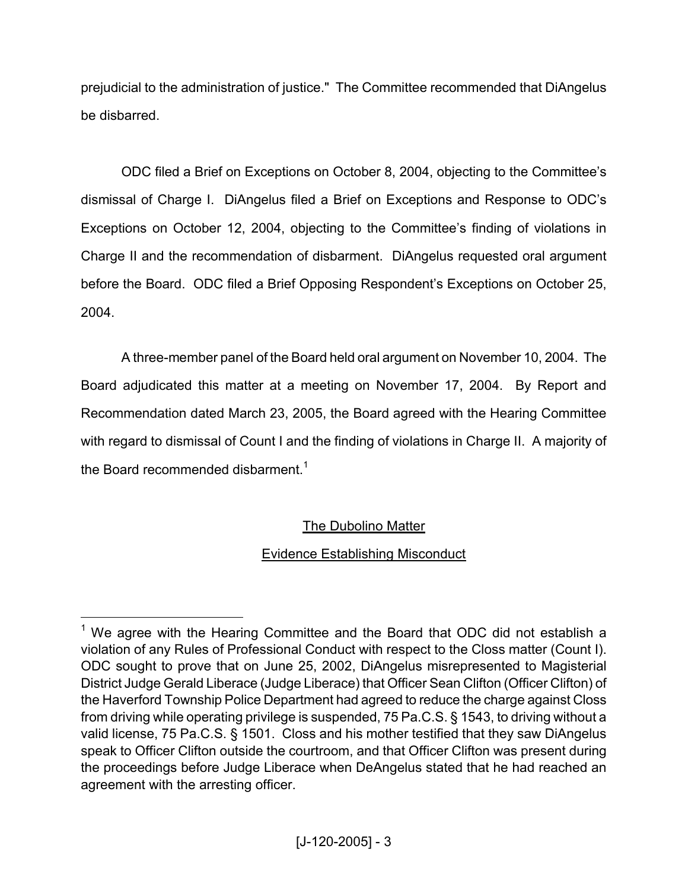prejudicial to the administration of justice." The Committee recommended that DiAngelus be disbarred.

ODC filed a Brief on Exceptions on October 8, 2004, objecting to the Committee's dismissal of Charge I. DiAngelus filed a Brief on Exceptions and Response to ODC's Exceptions on October 12, 2004, objecting to the Committee's finding of violations in Charge II and the recommendation of disbarment. DiAngelus requested oral argument before the Board. ODC filed a Brief Opposing Respondent's Exceptions on October 25, 2004.

A three-member panel of the Board held oral argument on November 10, 2004. The Board adjudicated this matter at a meeting on November 17, 2004. By Report and Recommendation dated March 23, 2005, the Board agreed with the Hearing Committee with regard to dismissal of Count I and the finding of violations in Charge II. A majority of the Board recommended disbarment.[1]

<u>The Dubolino Matter</u>

<u>Evidence Establishing Misconduct</u>

[1] We agree with the Hearing Committee and the Board that ODC did not establish a violation of any Rules of Professional Conduct with respect to the Closs matter (Count I). ODC sought to prove that on June 25, 2002, DiAngelus misrepresented to Magisterial District Judge Gerald Liberace (Judge Liberace) that Officer Sean Clifton (Officer Clifton) of the Haverford Township Police Department had agreed to reduce the charge against Closs from driving while operating privilege is suspended, 75 Pa.C.S. § 1543, to driving without a valid license, 75 Pa.C.S. § 1501. Closs and his mother testified that they saw DiAngelus speak to Officer Clifton outside the courtroom, and that Officer Clifton was present during the proceedings before Judge Liberace when DeAngelus stated that he had reached an agreement with the arresting officer.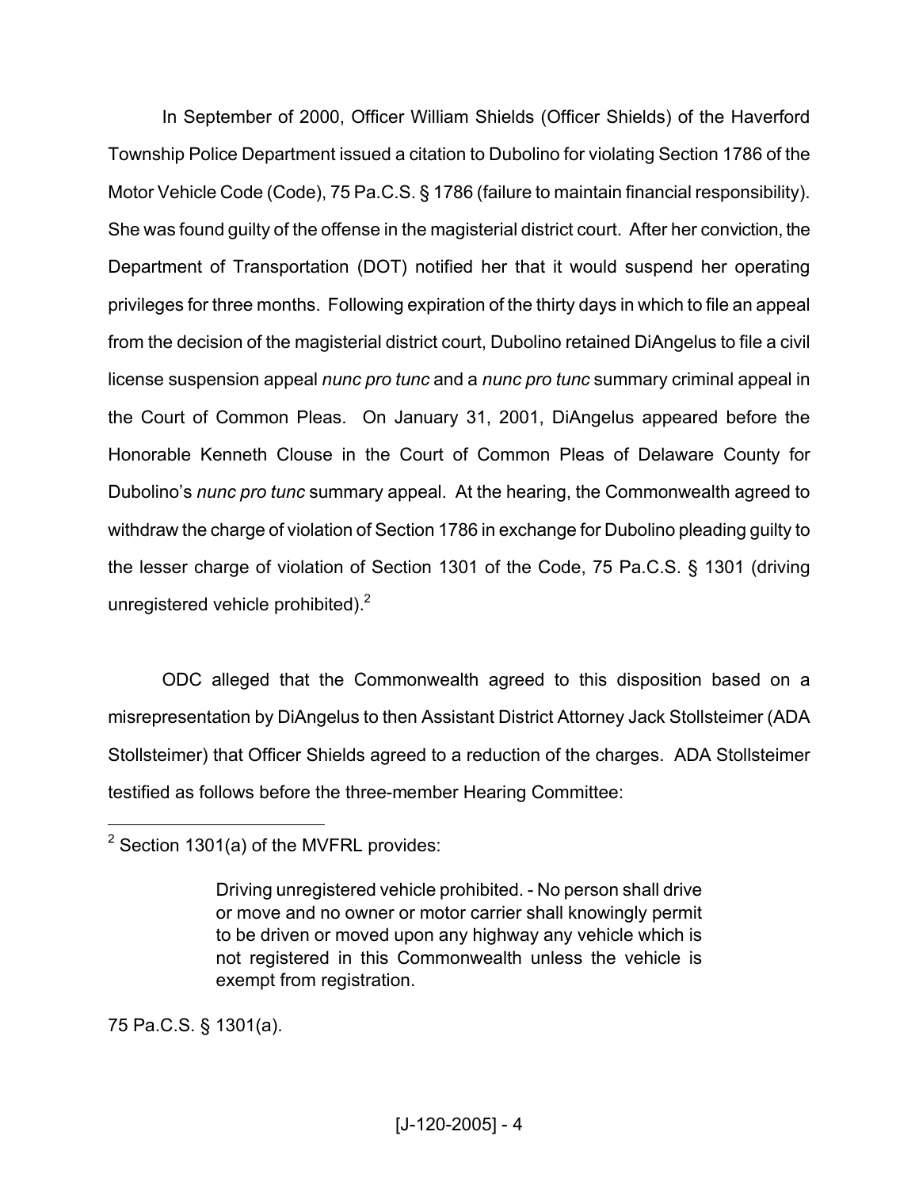In September of 2000, Officer William Shields (Officer Shields) of the Haverford Township Police Department issued a citation to Dubolino for violating Section 1786 of the Motor Vehicle Code (Code), 75 Pa.C.S. § 1786 (failure to maintain financial responsibility). She was found guilty of the offense in the magisterial district court. After her conviction, the Department of Transportation (DOT) notified her that it would suspend her operating privileges for three months. Following expiration of the thirty days in which to file an appeal from the decision of the magisterial district court, Dubolino retained DiAngelus to file a civil license suspension appeal *nunc pro tunc* and a *nunc pro tunc* summary criminal appeal in the Court of Common Pleas. On January 31, 2001, DiAngelus appeared before the Honorable Kenneth Clouse in the Court of Common Pleas of Delaware County for Dubolino's *nunc pro tunc* summary appeal. At the hearing, the Commonwealth agreed to withdraw the charge of violation of Section 1786 in exchange for Dubolino pleading guilty to the lesser charge of violation of Section 1301 of the Code, 75 Pa.C.S. § 1301 (driving unregistered vehicle prohibited).[2]

ODC alleged that the Commonwealth agreed to this disposition based on a misrepresentation by DiAngelus to then Assistant District Attorney Jack Stollsteimer (ADA Stollsteimer) that Officer Shields agreed to a reduction of the charges. ADA Stollsteimer testified as follows before the three-member Hearing Committee:

---

[2] Section 1301(a) of the MVFRL provides:

> Driving unregistered vehicle prohibited. - No person shall drive or move and no owner or motor carrier shall knowingly permit to be driven or moved upon any highway any vehicle which is not registered in this Commonwealth unless the vehicle is exempt from registration.

75 Pa.C.S. § 1301(a).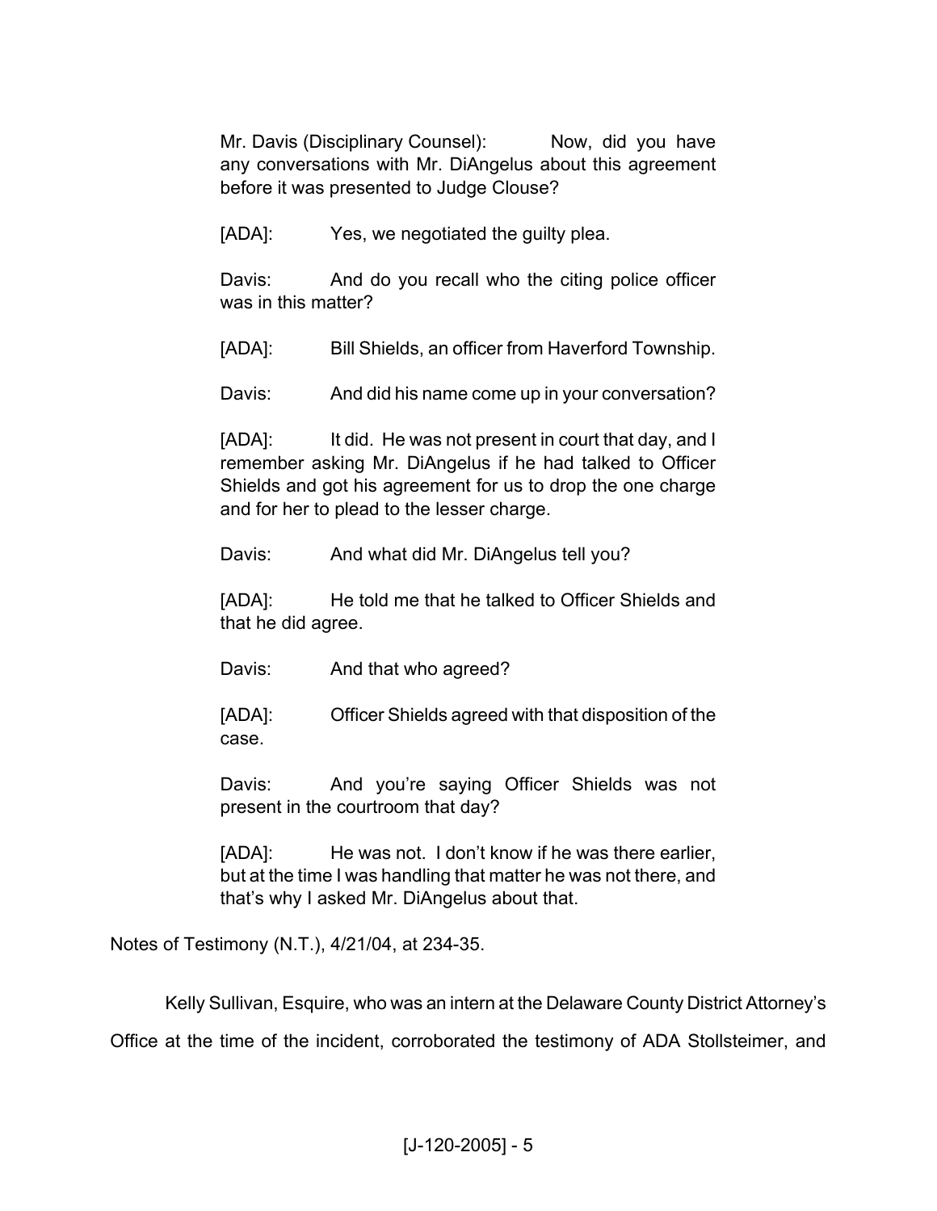> Mr. Davis (Disciplinary Counsel): Now, did you have any conversations with Mr. DiAngelus about this agreement before it was presented to Judge Clouse?
>
> [ADA]: Yes, we negotiated the guilty plea.
>
> Davis: And do you recall who the citing police officer was in this matter?
>
> [ADA]: Bill Shields, an officer from Haverford Township.
>
> Davis: And did his name come up in your conversation?
>
> [ADA]: It did. He was not present in court that day, and I remember asking Mr. DiAngelus if he had talked to Officer Shields and got his agreement for us to drop the one charge and for her to plead to the lesser charge.
>
> Davis: And what did Mr. DiAngelus tell you?
>
> [ADA]: He told me that he talked to Officer Shields and that he did agree.
>
> Davis: And that who agreed?
>
> [ADA]: Officer Shields agreed with that disposition of the case.
>
> Davis: And you're saying Officer Shields was not present in the courtroom that day?
>
> [ADA]: He was not. I don't know if he was there earlier, but at the time I was handling that matter he was not there, and that's why I asked Mr. DiAngelus about that.

Notes of Testimony (N.T.), 4/21/04, at 234-35.

Kelly Sullivan, Esquire, who was an intern at the Delaware County District Attorney's Office at the time of the incident, corroborated the testimony of ADA Stollsteimer, and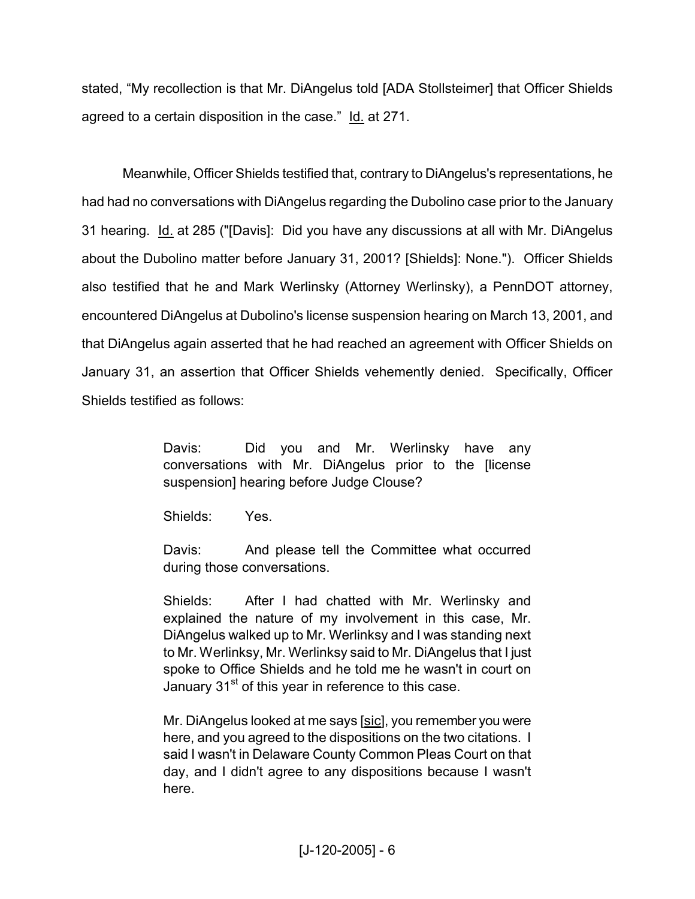stated, "My recollection is that Mr. DiAngelus told [ADA Stollsteimer] that Officer Shields agreed to a certain disposition in the case." Id. at 271.

Meanwhile, Officer Shields testified that, contrary to DiAngelus's representations, he had had no conversations with DiAngelus regarding the Dubolino case prior to the January 31 hearing. Id. at 285 ("[Davis]: Did you have any discussions at all with Mr. DiAngelus about the Dubolino matter before January 31, 2001? [Shields]: None."). Officer Shields also testified that he and Mark Werlinsky (Attorney Werlinsky), a PennDOT attorney, encountered DiAngelus at Dubolino's license suspension hearing on March 13, 2001, and that DiAngelus again asserted that he had reached an agreement with Officer Shields on January 31, an assertion that Officer Shields vehemently denied. Specifically, Officer Shields testified as follows:

> Davis: Did you and Mr. Werlinsky have any conversations with Mr. DiAngelus prior to the [license suspension] hearing before Judge Clouse?
>
> Shields: Yes.
>
> Davis: And please tell the Committee what occurred during those conversations.
>
> Shields: After I had chatted with Mr. Werlinsky and explained the nature of my involvement in this case, Mr. DiAngelus walked up to Mr. Werlinksy and I was standing next to Mr. Werlinksy, Mr. Werlinksy said to Mr. DiAngelus that I just spoke to Office Shields and he told me he wasn't in court on January 31st of this year in reference to this case.
>
> Mr. DiAngelus looked at me says [sic], you remember you were here, and you agreed to the dispositions on the two citations. I said I wasn't in Delaware County Common Pleas Court on that day, and I didn't agree to any dispositions because I wasn't here.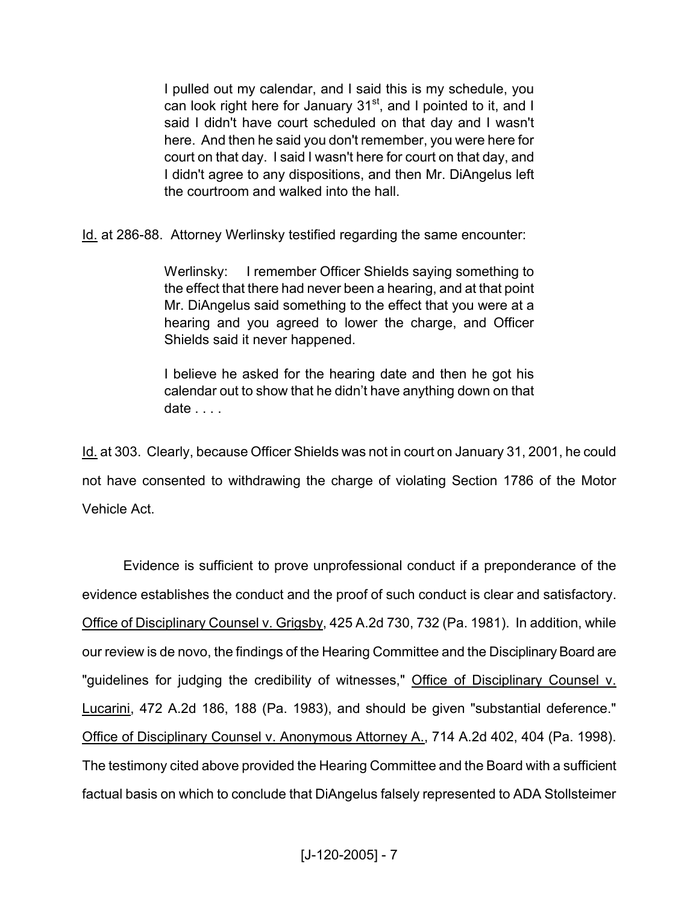> I pulled out my calendar, and I said this is my schedule, you can look right here for January 31st, and I pointed to it, and I said I didn't have court scheduled on that day and I wasn't here. And then he said you don't remember, you were here for court on that day. I said I wasn't here for court on that day, and I didn't agree to any dispositions, and then Mr. DiAngelus left the courtroom and walked into the hall.

Id. at 286-88. Attorney Werlinsky testified regarding the same encounter:

> Werlinsky: I remember Officer Shields saying something to the effect that there had never been a hearing, and at that point Mr. DiAngelus said something to the effect that you were at a hearing and you agreed to lower the charge, and Officer Shields said it never happened.
>
> I believe he asked for the hearing date and then he got his calendar out to show that he didn't have anything down on that date . . . .

Id. at 303. Clearly, because Officer Shields was not in court on January 31, 2001, he could not have consented to withdrawing the charge of violating Section 1786 of the Motor Vehicle Act.

Evidence is sufficient to prove unprofessional conduct if a preponderance of the evidence establishes the conduct and the proof of such conduct is clear and satisfactory. Office of Disciplinary Counsel v. Grigsby, 425 A.2d 730, 732 (Pa. 1981). In addition, while our review is de novo, the findings of the Hearing Committee and the Disciplinary Board are "guidelines for judging the credibility of witnesses," Office of Disciplinary Counsel v. Lucarini, 472 A.2d 186, 188 (Pa. 1983), and should be given "substantial deference." Office of Disciplinary Counsel v. Anonymous Attorney A., 714 A.2d 402, 404 (Pa. 1998). The testimony cited above provided the Hearing Committee and the Board with a sufficient factual basis on which to conclude that DiAngelus falsely represented to ADA Stollsteimer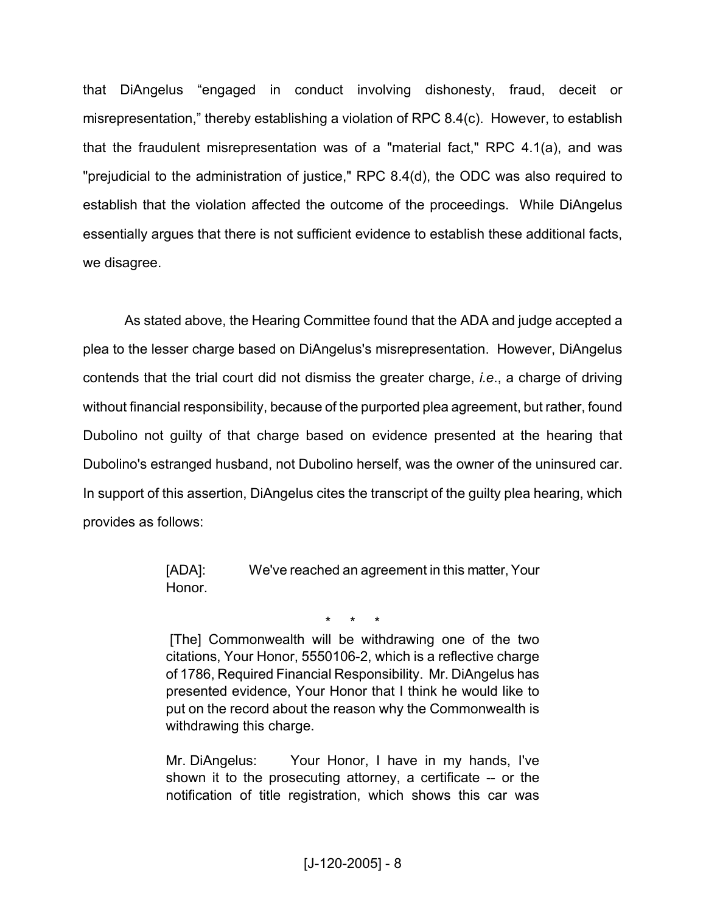that DiAngelus "engaged in conduct involving dishonesty, fraud, deceit or misrepresentation," thereby establishing a violation of RPC 8.4(c). However, to establish that the fraudulent misrepresentation was of a "material fact," RPC 4.1(a), and was "prejudicial to the administration of justice," RPC 8.4(d), the ODC was also required to establish that the violation affected the outcome of the proceedings. While DiAngelus essentially argues that there is not sufficient evidence to establish these additional facts, we disagree.

As stated above, the Hearing Committee found that the ADA and judge accepted a plea to the lesser charge based on DiAngelus's misrepresentation. However, DiAngelus contends that the trial court did not dismiss the greater charge, *i.e*., a charge of driving without financial responsibility, because of the purported plea agreement, but rather, found Dubolino not guilty of that charge based on evidence presented at the hearing that Dubolino's estranged husband, not Dubolino herself, was the owner of the uninsured car. In support of this assertion, DiAngelus cites the transcript of the guilty plea hearing, which provides as follows:

> [ADA]: We've reached an agreement in this matter, Your Honor.
>
> \* \* \*
>
> [The] Commonwealth will be withdrawing one of the two citations, Your Honor, 5550106-2, which is a reflective charge of 1786, Required Financial Responsibility. Mr. DiAngelus has presented evidence, Your Honor that I think he would like to put on the record about the reason why the Commonwealth is withdrawing this charge.
>
> Mr. DiAngelus: Your Honor, I have in my hands, I've shown it to the prosecuting attorney, a certificate -- or the notification of title registration, which shows this car was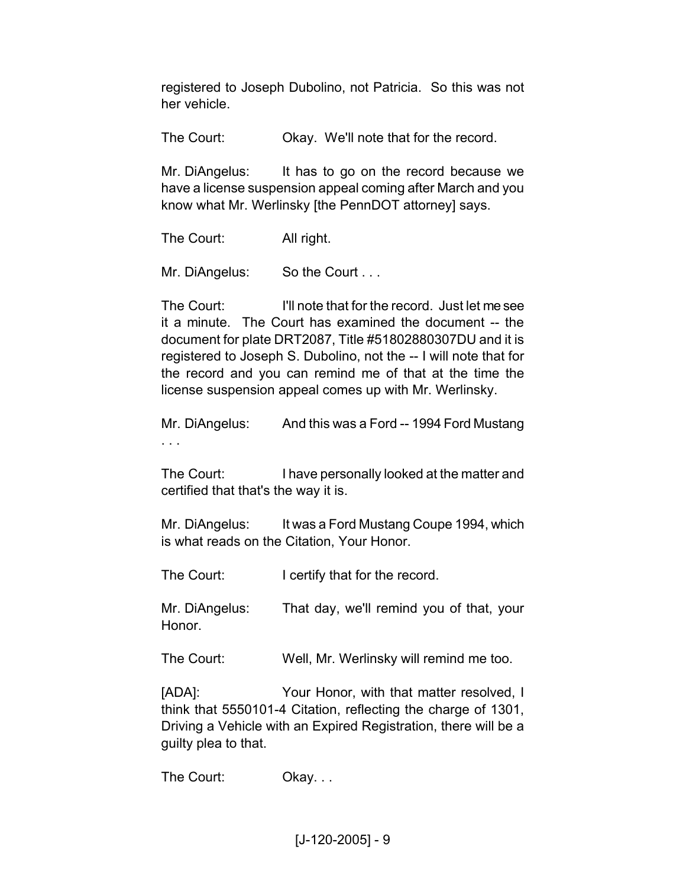registered to Joseph Dubolino, not Patricia. So this was not her vehicle.

The Court: Okay. We'll note that for the record.

Mr. DiAngelus: It has to go on the record because we have a license suspension appeal coming after March and you know what Mr. Werlinsky [the PennDOT attorney] says.

The Court: All right.

Mr. DiAngelus: So the Court . . .

The Court: I'll note that for the record. Just let me see it a minute. The Court has examined the document -- the document for plate DRT2087, Title #51802880307DU and it is registered to Joseph S. Dubolino, not the -- I will note that for the record and you can remind me of that at the time the license suspension appeal comes up with Mr. Werlinsky.

Mr. DiAngelus: And this was a Ford -- 1994 Ford Mustang . . .

The Court: I have personally looked at the matter and certified that that's the way it is.

Mr. DiAngelus: It was a Ford Mustang Coupe 1994, which is what reads on the Citation, Your Honor.

The Court: I certify that for the record.

Mr. DiAngelus: That day, we'll remind you of that, your Honor.

The Court: Well, Mr. Werlinsky will remind me too.

[ADA]: Your Honor, with that matter resolved, I think that 5550101-4 Citation, reflecting the charge of 1301, Driving a Vehicle with an Expired Registration, there will be a guilty plea to that.

The Court: Okay. . .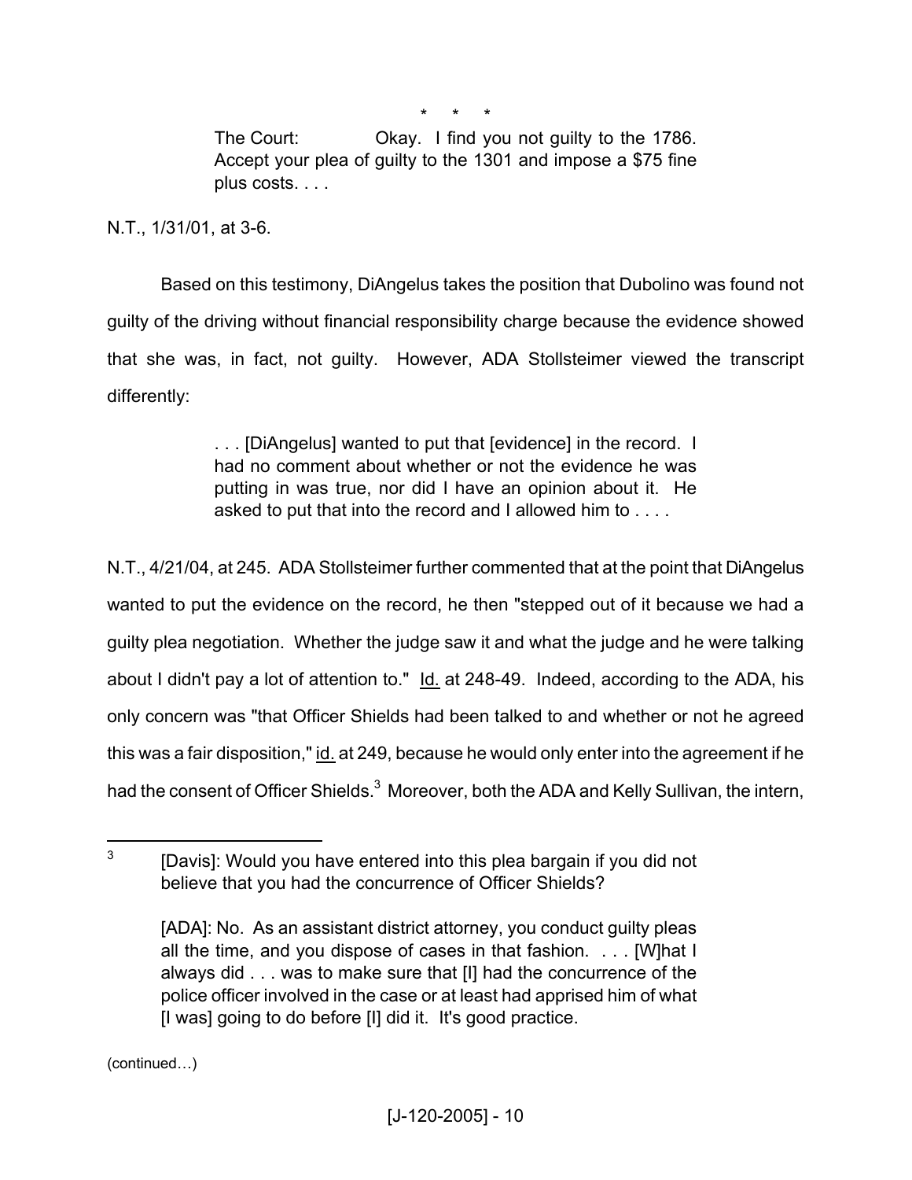\* \* \*

> The Court: Okay. I find you not guilty to the 1786. Accept your plea of guilty to the 1301 and impose a $75 fine plus costs. . . .

N.T., 1/31/01, at 3-6.

Based on this testimony, DiAngelus takes the position that Dubolino was found not guilty of the driving without financial responsibility charge because the evidence showed that she was, in fact, not guilty. However, ADA Stollsteimer viewed the transcript differently:

> . . . [DiAngelus] wanted to put that [evidence] in the record. I had no comment about whether or not the evidence he was putting in was true, nor did I have an opinion about it. He asked to put that into the record and I allowed him to . . . .

N.T., 4/21/04, at 245. ADA Stollsteimer further commented that at the point that DiAngelus wanted to put the evidence on the record, he then "stepped out of it because we had a guilty plea negotiation. Whether the judge saw it and what the judge and he were talking about I didn't pay a lot of attention to." Id. at 248-49. Indeed, according to the ADA, his only concern was "that Officer Shields had been talked to and whether or not he agreed this was a fair disposition," id. at 249, because he would only enter into the agreement if he had the consent of Officer Shields.[3] Moreover, both the ADA and Kelly Sullivan, the intern,

---

[3] [Davis]: Would you have entered into this plea bargain if you did not believe that you had the concurrence of Officer Shields?

[ADA]: No. As an assistant district attorney, you conduct guilty pleas all the time, and you dispose of cases in that fashion. . . . [W]hat I always did . . . was to make sure that [I] had the concurrence of the police officer involved in the case or at least had apprised him of what [I was] going to do before [I] did it. It's good practice.

(continued…)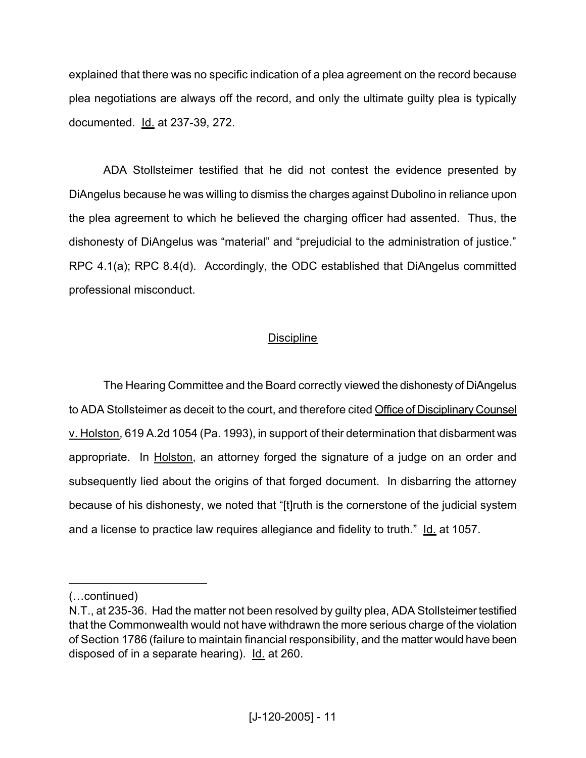explained that there was no specific indication of a plea agreement on the record because plea negotiations are always off the record, and only the ultimate guilty plea is typically documented. Id. at 237-39, 272.

ADA Stollsteimer testified that he did not contest the evidence presented by DiAngelus because he was willing to dismiss the charges against Dubolino in reliance upon the plea agreement to which he believed the charging officer had assented. Thus, the dishonesty of DiAngelus was "material" and "prejudicial to the administration of justice." RPC 4.1(a); RPC 8.4(d). Accordingly, the ODC established that DiAngelus committed professional misconduct.

## Discipline

The Hearing Committee and the Board correctly viewed the dishonesty of DiAngelus to ADA Stollsteimer as deceit to the court, and therefore cited Office of Disciplinary Counsel v. Holston, 619 A.2d 1054 (Pa. 1993), in support of their determination that disbarment was appropriate. In Holston, an attorney forged the signature of a judge on an order and subsequently lied about the origins of that forged document. In disbarring the attorney because of his dishonesty, we noted that "[t]ruth is the cornerstone of the judicial system and a license to practice law requires allegiance and fidelity to truth." Id. at 1057.

---

(…continued)

N.T., at 235-36. Had the matter not been resolved by guilty plea, ADA Stollsteimer testified that the Commonwealth would not have withdrawn the more serious charge of the violation of Section 1786 (failure to maintain financial responsibility, and the matter would have been disposed of in a separate hearing). Id. at 260.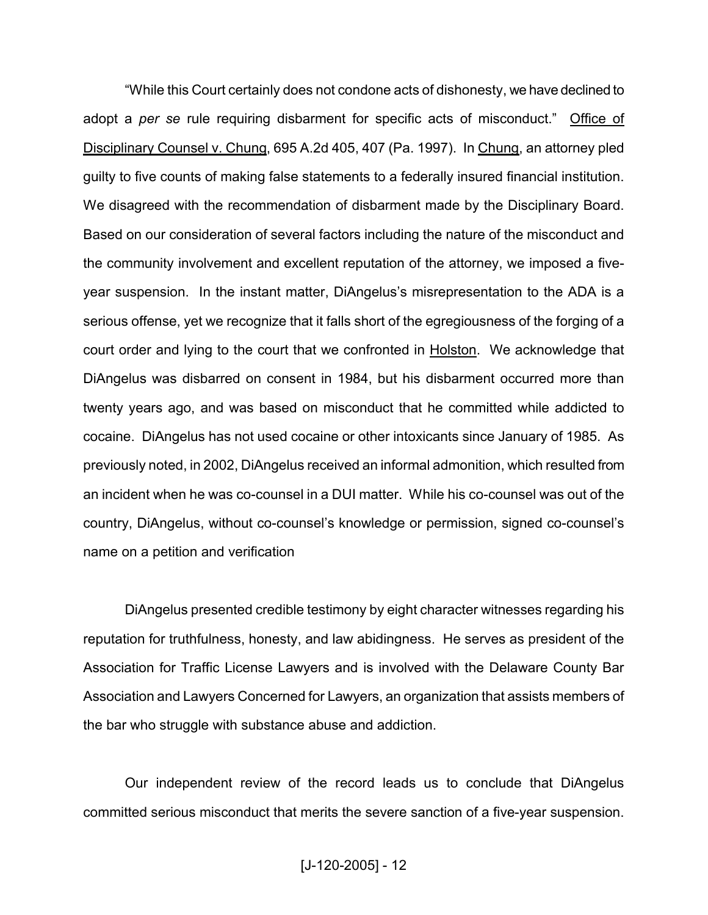"While this Court certainly does not condone acts of dishonesty, we have declined to adopt a *per se* rule requiring disbarment for specific acts of misconduct." Office of Disciplinary Counsel v. Chung, 695 A.2d 405, 407 (Pa. 1997). In Chung, an attorney pled guilty to five counts of making false statements to a federally insured financial institution. We disagreed with the recommendation of disbarment made by the Disciplinary Board. Based on our consideration of several factors including the nature of the misconduct and the community involvement and excellent reputation of the attorney, we imposed a five-year suspension. In the instant matter, DiAngelus's misrepresentation to the ADA is a serious offense, yet we recognize that it falls short of the egregiousness of the forging of a court order and lying to the court that we confronted in Holston. We acknowledge that DiAngelus was disbarred on consent in 1984, but his disbarment occurred more than twenty years ago, and was based on misconduct that he committed while addicted to cocaine. DiAngelus has not used cocaine or other intoxicants since January of 1985. As previously noted, in 2002, DiAngelus received an informal admonition, which resulted from an incident when he was co-counsel in a DUI matter. While his co-counsel was out of the country, DiAngelus, without co-counsel's knowledge or permission, signed co-counsel's name on a petition and verification

DiAngelus presented credible testimony by eight character witnesses regarding his reputation for truthfulness, honesty, and law abidingness. He serves as president of the Association for Traffic License Lawyers and is involved with the Delaware County Bar Association and Lawyers Concerned for Lawyers, an organization that assists members of the bar who struggle with substance abuse and addiction.

Our independent review of the record leads us to conclude that DiAngelus committed serious misconduct that merits the severe sanction of a five-year suspension.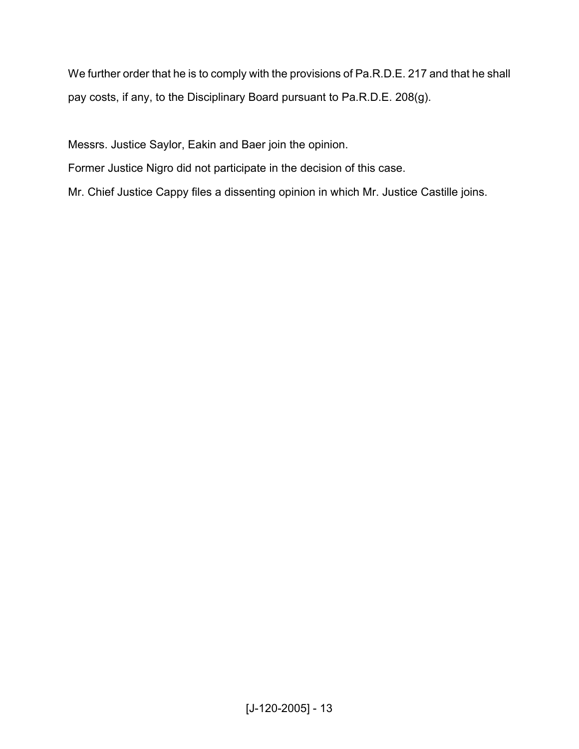We further order that he is to comply with the provisions of Pa.R.D.E. 217 and that he shall pay costs, if any, to the Disciplinary Board pursuant to Pa.R.D.E. 208(g).

Messrs. Justice Saylor, Eakin and Baer join the opinion.

Former Justice Nigro did not participate in the decision of this case.

Mr. Chief Justice Cappy files a dissenting opinion in which Mr. Justice Castille joins.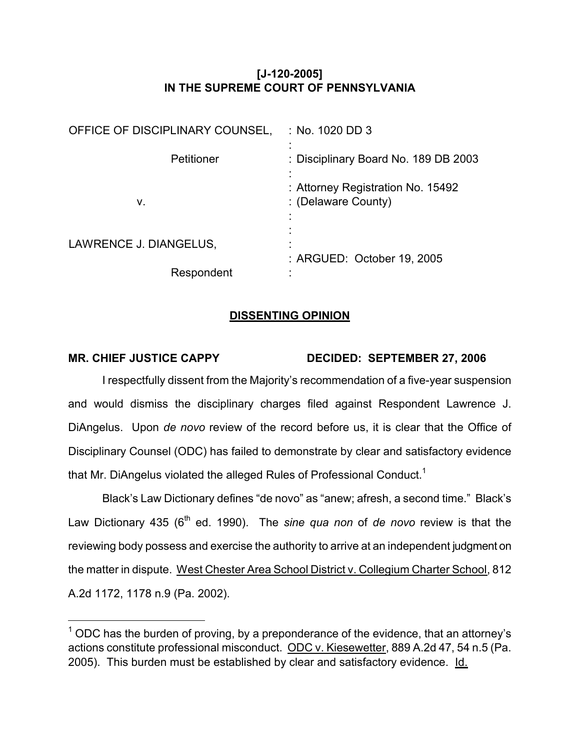**[J-120-2005]**
**IN THE SUPREME COURT OF PENNSYLVANIA**

| | |
|---|---|
| OFFICE OF DISCIPLINARY COUNSEL, | : No. 1020 DD 3 |
| Petitioner | : Disciplinary Board No. 189 DB 2003 |
| v. | : Attorney Registration No. 15492 |
| | : (Delaware County) |
| LAWRENCE J. DIANGELUS, | : ARGUED: October 19, 2005 |
| Respondent | : |

**DISSENTING OPINION**

**MR. CHIEF JUSTICE CAPPY** **DECIDED: SEPTEMBER 27, 2006**

I respectfully dissent from the Majority's recommendation of a five-year suspension and would dismiss the disciplinary charges filed against Respondent Lawrence J. DiAngelus. Upon *de novo* review of the record before us, it is clear that the Office of Disciplinary Counsel (ODC) has failed to demonstrate by clear and satisfactory evidence that Mr. DiAngelus violated the alleged Rules of Professional Conduct.[1]

Black's Law Dictionary defines "de novo" as "anew; afresh, a second time." Black's Law Dictionary 435 (6th ed. 1990). The *sine qua non* of *de novo* review is that the reviewing body possess and exercise the authority to arrive at an independent judgment on the matter in dispute. West Chester Area School District v. Collegium Charter School, 812 A.2d 1172, 1178 n.9 (Pa. 2002).

---

[1] ODC has the burden of proving, by a preponderance of the evidence, that an attorney's actions constitute professional misconduct. ODC v. Kiesewetter, 889 A.2d 47, 54 n.5 (Pa. 2005). This burden must be established by clear and satisfactory evidence. Id.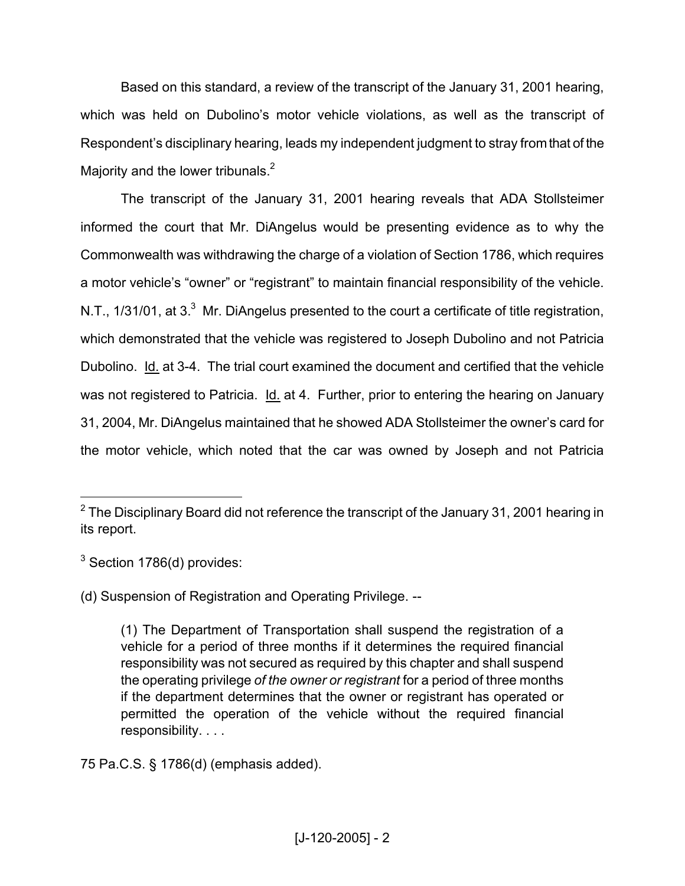Based on this standard, a review of the transcript of the January 31, 2001 hearing, which was held on Dubolino's motor vehicle violations, as well as the transcript of Respondent's disciplinary hearing, leads my independent judgment to stray from that of the Majority and the lower tribunals.[2]

The transcript of the January 31, 2001 hearing reveals that ADA Stollsteimer informed the court that Mr. DiAngelus would be presenting evidence as to why the Commonwealth was withdrawing the charge of a violation of Section 1786, which requires a motor vehicle's "owner" or "registrant" to maintain financial responsibility of the vehicle. N.T., 1/31/01, at 3.[3] Mr. DiAngelus presented to the court a certificate of title registration, which demonstrated that the vehicle was registered to Joseph Dubolino and not Patricia Dubolino. Id. at 3-4. The trial court examined the document and certified that the vehicle was not registered to Patricia. Id. at 4. Further, prior to entering the hearing on January 31, 2004, Mr. DiAngelus maintained that he showed ADA Stollsteimer the owner's card for the motor vehicle, which noted that the car was owned by Joseph and not Patricia

---

[2] The Disciplinary Board did not reference the transcript of the January 31, 2001 hearing in its report.

[3] Section 1786(d) provides:

(d) Suspension of Registration and Operating Privilege. --

> (1) The Department of Transportation shall suspend the registration of a vehicle for a period of three months if it determines the required financial responsibility was not secured as required by this chapter and shall suspend the operating privilege *of the owner or registrant* for a period of three months if the department determines that the owner or registrant has operated or permitted the operation of the vehicle without the required financial responsibility. . . .

75 Pa.C.S. § 1786(d) (emphasis added).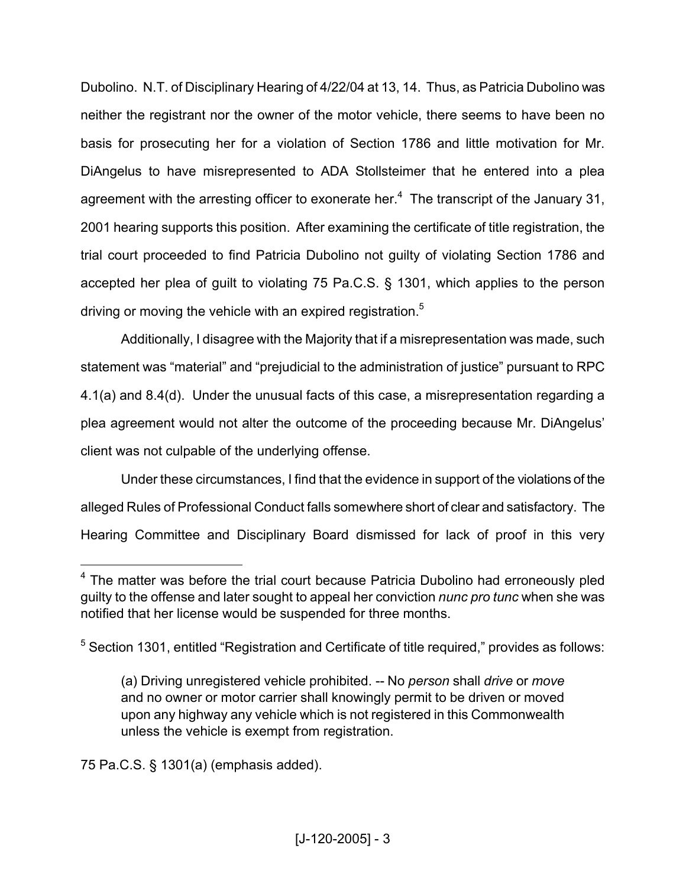Dubolino. N.T. of Disciplinary Hearing of 4/22/04 at 13, 14. Thus, as Patricia Dubolino was neither the registrant nor the owner of the motor vehicle, there seems to have been no basis for prosecuting her for a violation of Section 1786 and little motivation for Mr. DiAngelus to have misrepresented to ADA Stollsteimer that he entered into a plea agreement with the arresting officer to exonerate her.[4] The transcript of the January 31, 2001 hearing supports this position. After examining the certificate of title registration, the trial court proceeded to find Patricia Dubolino not guilty of violating Section 1786 and accepted her plea of guilt to violating 75 Pa.C.S. § 1301, which applies to the person driving or moving the vehicle with an expired registration.[5]

Additionally, I disagree with the Majority that if a misrepresentation was made, such statement was "material" and "prejudicial to the administration of justice" pursuant to RPC 4.1(a) and 8.4(d). Under the unusual facts of this case, a misrepresentation regarding a plea agreement would not alter the outcome of the proceeding because Mr. DiAngelus' client was not culpable of the underlying offense.

Under these circumstances, I find that the evidence in support of the violations of the alleged Rules of Professional Conduct falls somewhere short of clear and satisfactory. The Hearing Committee and Disciplinary Board dismissed for lack of proof in this very

---

[4] The matter was before the trial court because Patricia Dubolino had erroneously pled guilty to the offense and later sought to appeal her conviction *nunc pro tunc* when she was notified that her license would be suspended for three months.

[5] Section 1301, entitled "Registration and Certificate of title required," provides as follows:

> (a) Driving unregistered vehicle prohibited. -- No *person* shall *drive* or *move* and no owner or motor carrier shall knowingly permit to be driven or moved upon any highway any vehicle which is not registered in this Commonwealth unless the vehicle is exempt from registration.

75 Pa.C.S. § 1301(a) (emphasis added).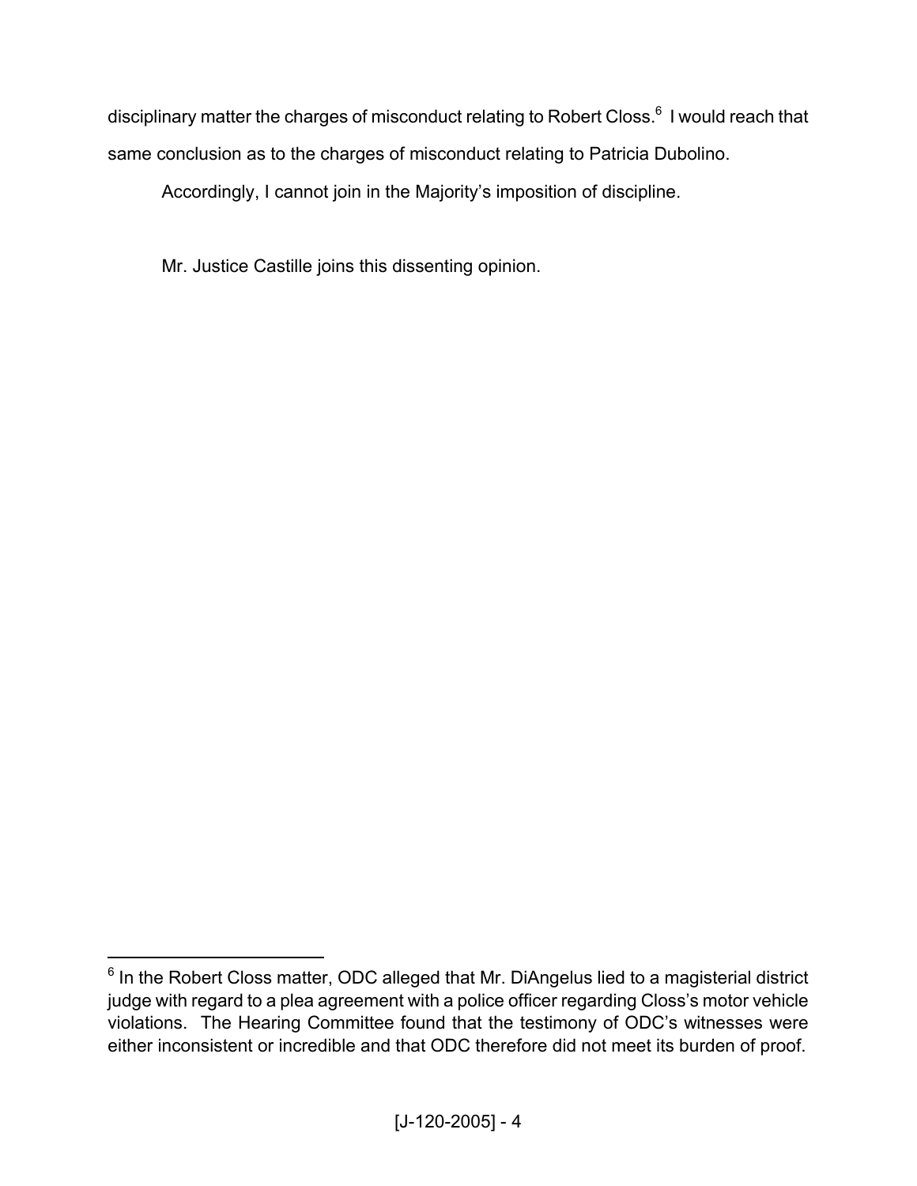disciplinary matter the charges of misconduct relating to Robert Closs.[6] I would reach that same conclusion as to the charges of misconduct relating to Patricia Dubolino.

Accordingly, I cannot join in the Majority's imposition of discipline.

Mr. Justice Castille joins this dissenting opinion.

---

[6] In the Robert Closs matter, ODC alleged that Mr. DiAngelus lied to a magisterial district judge with regard to a plea agreement with a police officer regarding Closs's motor vehicle violations. The Hearing Committee found that the testimony of ODC's witnesses were either inconsistent or incredible and that ODC therefore did not meet its burden of proof.